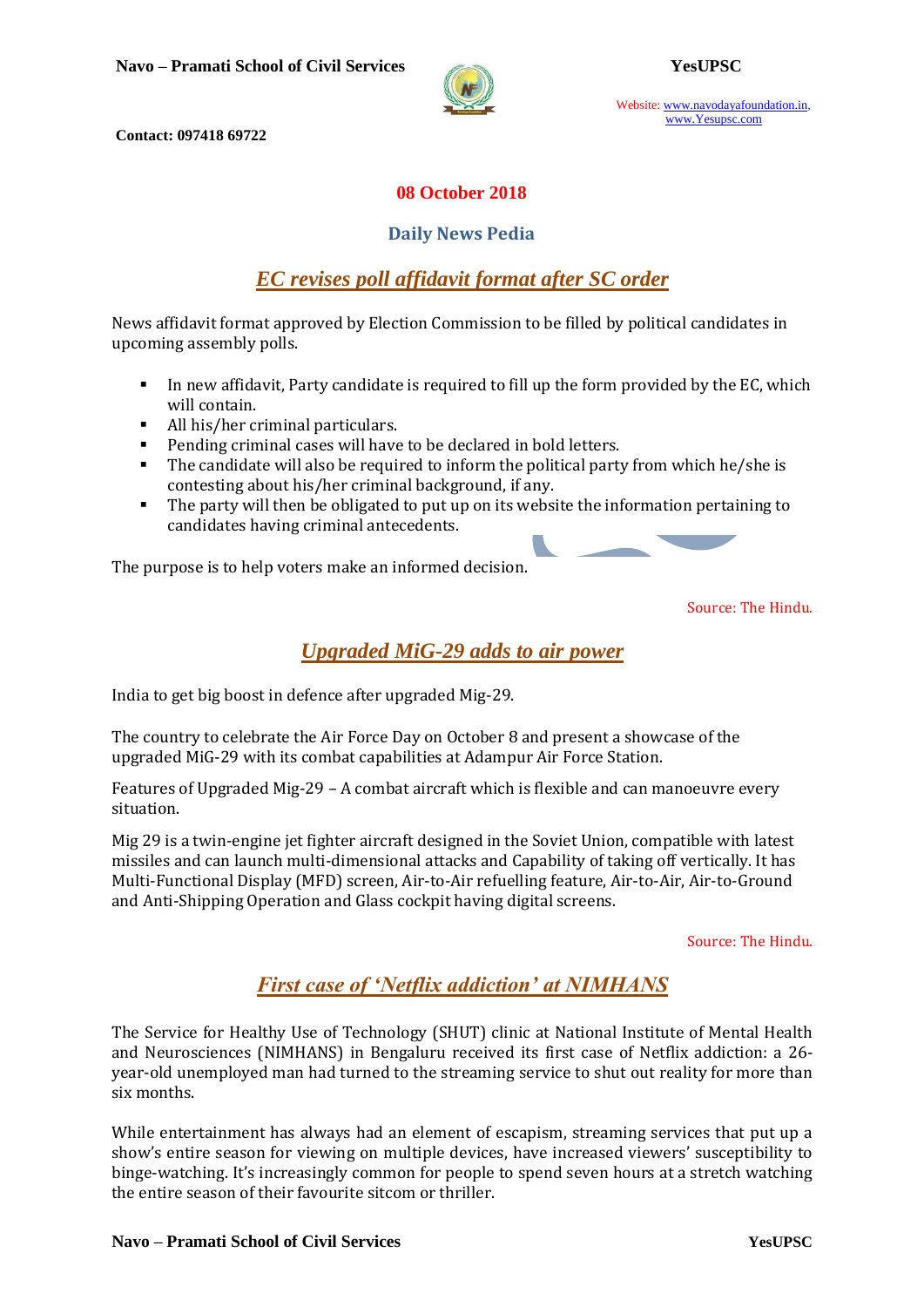**Contact: 097418 69722**

Website: www.navodayafoundation.in, www.Yesupsc.com

## 08 October 2018

## Daily News Pedia

## *EC revises poll affidavit format after SC order*

News affidavit format approved by Election Commission to be filled by political candidates in upcoming assembly polls.

- In new affidavit, Party candidate is required to fill up the form provided by the EC, which will contain.
- All his/her criminal particulars.
- Pending criminal cases will have to be declared in bold letters.
- The candidate will also be required to inform the political party from which he/she is contesting about his/her criminal background, if any.
- The party will then be obligated to put up on its website the information pertaining to candidates having criminal antecedents.

The purpose is to help voters make an informed decision.

Source: The Hindu.

## *Upgraded MiG-29 adds to air power*

India to get big boost in defence after upgraded Mig-29.

The country to celebrate the Air Force Day on October 8 and present a showcase of the upgraded MiG-29 with its combat capabilities at Adampur Air Force Station.

Features of Upgraded Mig-29 – A combat aircraft which is flexible and can manoeuvre every situation.

Mig 29 is a twin-engine jet fighter aircraft designed in the Soviet Union, compatible with latest missiles and can launch multi-dimensional attacks and Capability of taking off vertically. It has Multi-Functional Display (MFD) screen, Air-to-Air refuelling feature, Air-to-Air, Air-to-Ground and Anti-Shipping Operation and Glass cockpit having digital screens.

Source: The Hindu.

## *First case of 'Netflix addiction' at NIMHANS*

The Service for Healthy Use of Technology (SHUT) clinic at National Institute of Mental Health and Neurosciences (NIMHANS) in Bengaluru received its first case of Netflix addiction: a 26-year-old unemployed man had turned to the streaming service to shut out reality for more than six months.

While entertainment has always had an element of escapism, streaming services that put up a show's entire season for viewing on multiple devices, have increased viewers' susceptibility to binge-watching. It's increasingly common for people to spend seven hours at a stretch watching the entire season of their favourite sitcom or thriller.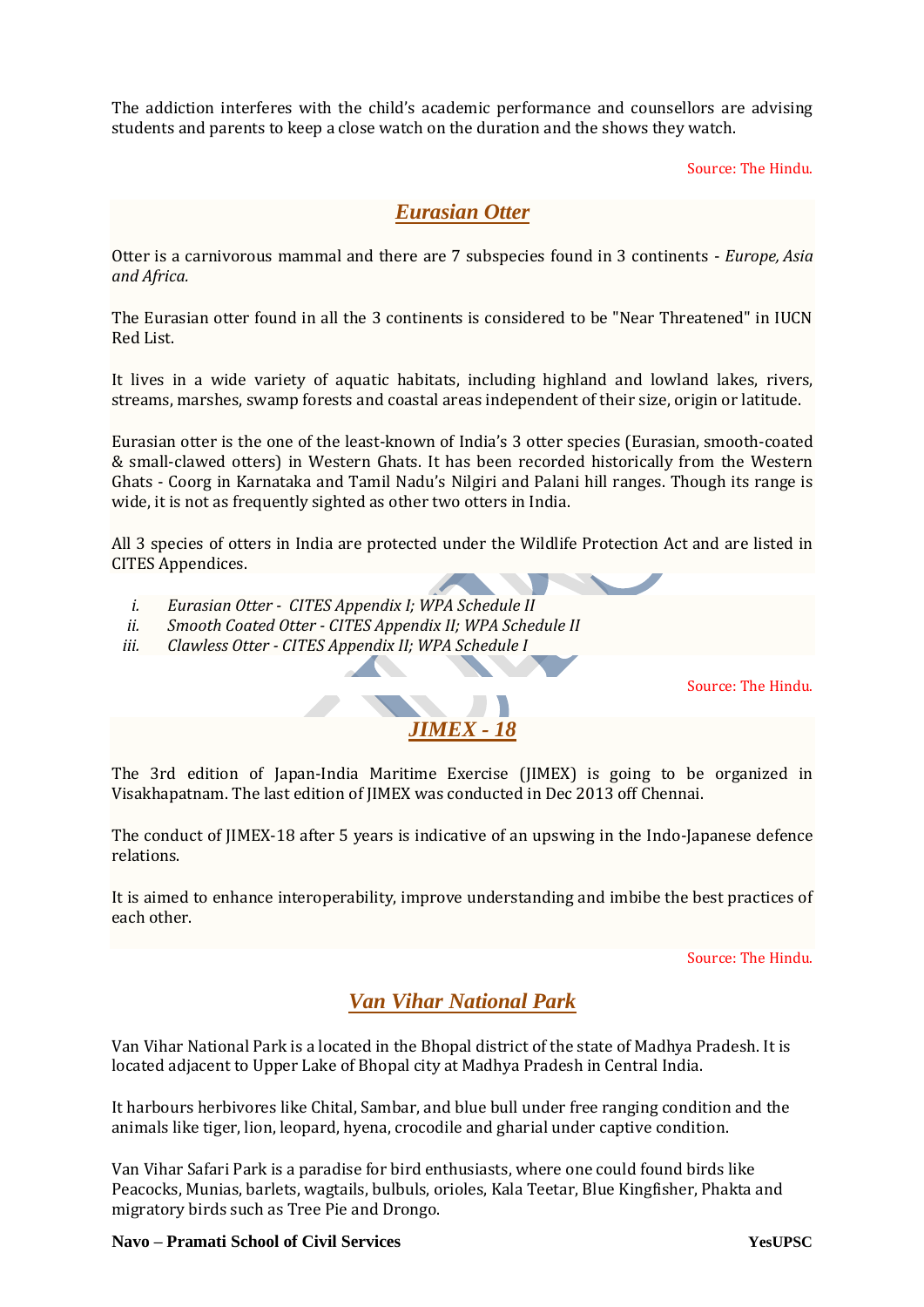The addiction interferes with the child's academic performance and counsellors are advising students and parents to keep a close watch on the duration and the shows they watch.

Source: The Hindu.

## *Eurasian Otter*

Otter is a carnivorous mammal and there are 7 subspecies found in 3 continents - *Europe, Asia and Africa.*

The Eurasian otter found in all the 3 continents is considered to be "Near Threatened" in IUCN Red List.

It lives in a wide variety of aquatic habitats, including highland and lowland lakes, rivers, streams, marshes, swamp forests and coastal areas independent of their size, origin or latitude.

Eurasian otter is the one of the least-known of India's 3 otter species (Eurasian, smooth-coated & small-clawed otters) in Western Ghats. It has been recorded historically from the Western Ghats - Coorg in Karnataka and Tamil Nadu's Nilgiri and Palani hill ranges. Though its range is wide, it is not as frequently sighted as other two otters in India.

All 3 species of otters in India are protected under the Wildlife Protection Act and are listed in CITES Appendices.

- i. *Eurasian Otter - CITES Appendix I; WPA Schedule II*
- ii. *Smooth Coated Otter - CITES Appendix II; WPA Schedule II*
- iii. *Clawless Otter - CITES Appendix II; WPA Schedule I*

Source: The Hindu.

## *JIMEX - 18*

The 3rd edition of Japan-India Maritime Exercise (JIMEX) is going to be organized in Visakhapatnam. The last edition of JIMEX was conducted in Dec 2013 off Chennai.

The conduct of JIMEX-18 after 5 years is indicative of an upswing in the Indo-Japanese defence relations.

It is aimed to enhance interoperability, improve understanding and imbibe the best practices of each other.

Source: The Hindu.

## *Van Vihar National Park*

Van Vihar National Park is a located in the Bhopal district of the state of Madhya Pradesh. It is located adjacent to Upper Lake of Bhopal city at Madhya Pradesh in Central India.

It harbours herbivores like Chital, Sambar, and blue bull under free ranging condition and the animals like tiger, lion, leopard, hyena, crocodile and gharial under captive condition.

Van Vihar Safari Park is a paradise for bird enthusiasts, where one could found birds like Peacocks, Munias, barlets, wagtails, bulbuls, orioles, Kala Teetar, Blue Kingfisher, Phakta and migratory birds such as Tree Pie and Drongo.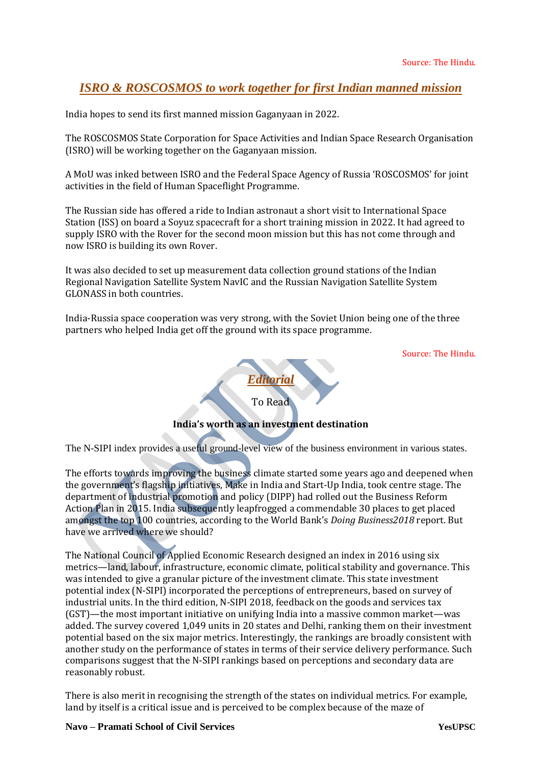Source: The Hindu.

## *ISRO & ROSCOSMOS to work together for first Indian manned mission*

India hopes to send its first manned mission Gaganyaan in 2022.

The ROSCOSMOS State Corporation for Space Activities and Indian Space Research Organisation (ISRO) will be working together on the Gaganyaan mission.

A MoU was inked between ISRO and the Federal Space Agency of Russia 'ROSCOSMOS' for joint activities in the field of Human Spaceflight Programme.

The Russian side has offered a ride to Indian astronaut a short visit to International Space Station (ISS) on board a Soyuz spacecraft for a short training mission in 2022. It had agreed to supply ISRO with the Rover for the second moon mission but this has not come through and now ISRO is building its own Rover.

It was also decided to set up measurement data collection ground stations of the Indian Regional Navigation Satellite System NavIC and the Russian Navigation Satellite System GLONASS in both countries.

India-Russia space cooperation was very strong, with the Soviet Union being one of the three partners who helped India get off the ground with its space programme.

Source: The Hindu.

## *Editorial*

To Read

**India's worth as an investment destination**

The N-SIPI index provides a useful ground-level view of the business environment in various states.

The efforts towards improving the business climate started some years ago and deepened when the government's flagship initiatives, Make in India and Start-Up India, took centre stage. The department of industrial promotion and policy (DIPP) had rolled out the Business Reform Action Plan in 2015. India subsequently leapfrogged a commendable 30 places to get placed amongst the top 100 countries, according to the World Bank's *Doing Business2018* report. But have we arrived where we should?

The National Council of Applied Economic Research designed an index in 2016 using six metrics—land, labour, infrastructure, economic climate, political stability and governance. This was intended to give a granular picture of the investment climate. This state investment potential index (N-SIPI) incorporated the perceptions of entrepreneurs, based on survey of industrial units. In the third edition, N-SIPI 2018, feedback on the goods and services tax (GST)—the most important initiative on unifying India into a massive common market—was added. The survey covered 1,049 units in 20 states and Delhi, ranking them on their investment potential based on the six major metrics. Interestingly, the rankings are broadly consistent with another study on the performance of states in terms of their service delivery performance. Such comparisons suggest that the N-SIPI rankings based on perceptions and secondary data are reasonably robust.

There is also merit in recognising the strength of the states on individual metrics. For example, land by itself is a critical issue and is perceived to be complex because of the maze of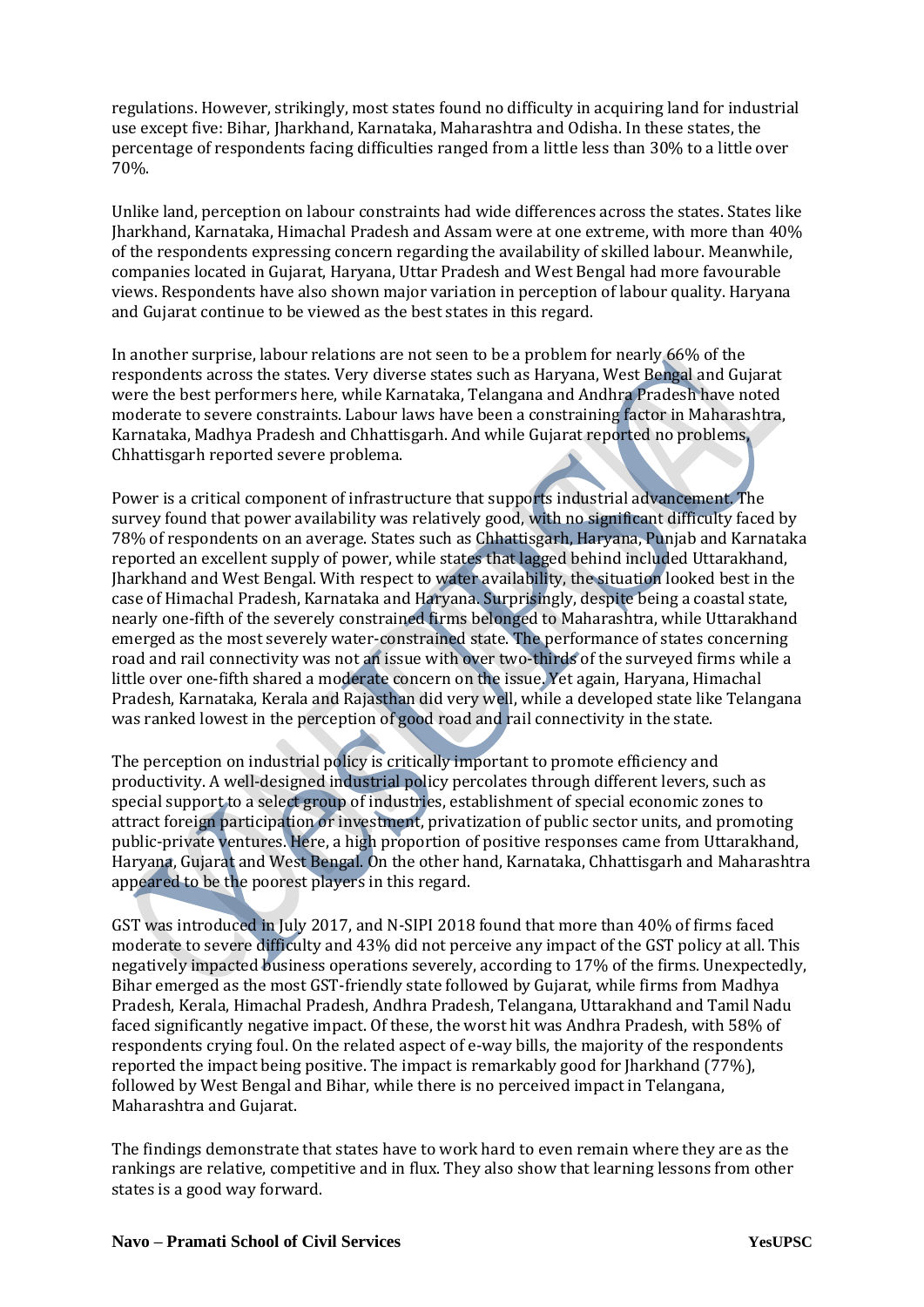regulations. However, strikingly, most states found no difficulty in acquiring land for industrial use except five: Bihar, Jharkhand, Karnataka, Maharashtra and Odisha. In these states, the percentage of respondents facing difficulties ranged from a little less than 30% to a little over 70%.

Unlike land, perception on labour constraints had wide differences across the states. States like Jharkhand, Karnataka, Himachal Pradesh and Assam were at one extreme, with more than 40% of the respondents expressing concern regarding the availability of skilled labour. Meanwhile, companies located in Gujarat, Haryana, Uttar Pradesh and West Bengal had more favourable views. Respondents have also shown major variation in perception of labour quality. Haryana and Gujarat continue to be viewed as the best states in this regard.

In another surprise, labour relations are not seen to be a problem for nearly 66% of the respondents across the states. Very diverse states such as Haryana, West Bengal and Gujarat were the best performers here, while Karnataka, Telangana and Andhra Pradesh have noted moderate to severe constraints. Labour laws have been a constraining factor in Maharashtra, Karnataka, Madhya Pradesh and Chhattisgarh. And while Gujarat reported no problems, Chhattisgarh reported severe problema.

Power is a critical component of infrastructure that supports industrial advancement. The survey found that power availability was relatively good, with no significant difficulty faced by 78% of respondents on an average. States such as Chhattisgarh, Haryana, Punjab and Karnataka reported an excellent supply of power, while states that lagged behind included Uttarakhand, Jharkhand and West Bengal. With respect to water availability, the situation looked best in the case of Himachal Pradesh, Karnataka and Haryana. Surprisingly, despite being a coastal state, nearly one-fifth of the severely constrained firms belonged to Maharashtra, while Uttarakhand emerged as the most severely water-constrained state. The performance of states concerning road and rail connectivity was not an issue with over two-thirds of the surveyed firms while a little over one-fifth shared a moderate concern on the issue. Yet again, Haryana, Himachal Pradesh, Karnataka, Kerala and Rajasthan did very well, while a developed state like Telangana was ranked lowest in the perception of good road and rail connectivity in the state.

The perception on industrial policy is critically important to promote efficiency and productivity. A well-designed industrial policy percolates through different levers, such as special support to a select group of industries, establishment of special economic zones to attract foreign participation or investment, privatization of public sector units, and promoting public-private ventures. Here, a high proportion of positive responses came from Uttarakhand, Haryana, Gujarat and West Bengal. On the other hand, Karnataka, Chhattisgarh and Maharashtra appeared to be the poorest players in this regard.

GST was introduced in July 2017, and N-SIPI 2018 found that more than 40% of firms faced moderate to severe difficulty and 43% did not perceive any impact of the GST policy at all. This negatively impacted business operations severely, according to 17% of the firms. Unexpectedly, Bihar emerged as the most GST-friendly state followed by Gujarat, while firms from Madhya Pradesh, Kerala, Himachal Pradesh, Andhra Pradesh, Telangana, Uttarakhand and Tamil Nadu faced significantly negative impact. Of these, the worst hit was Andhra Pradesh, with 58% of respondents crying foul. On the related aspect of e-way bills, the majority of the respondents reported the impact being positive. The impact is remarkably good for Jharkhand (77%), followed by West Bengal and Bihar, while there is no perceived impact in Telangana, Maharashtra and Gujarat.

The findings demonstrate that states have to work hard to even remain where they are as the rankings are relative, competitive and in flux. They also show that learning lessons from other states is a good way forward.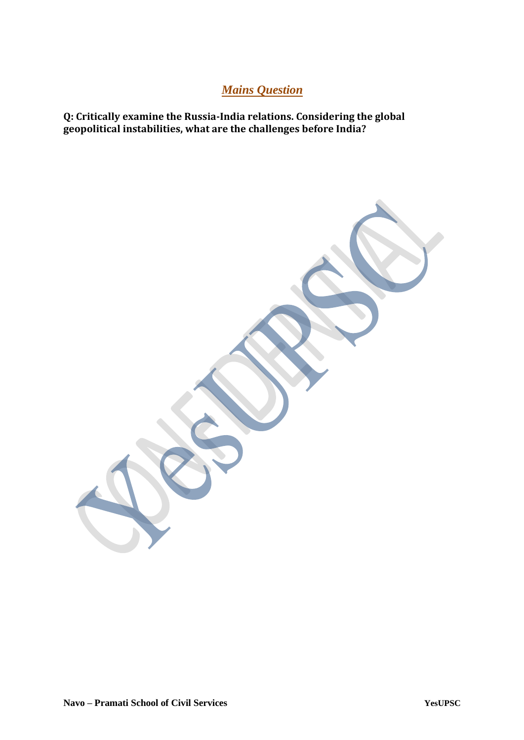## *Mains Question*

**Q: Critically examine the Russia-India relations. Considering the global geopolitical instabilities, what are the challenges before India?**